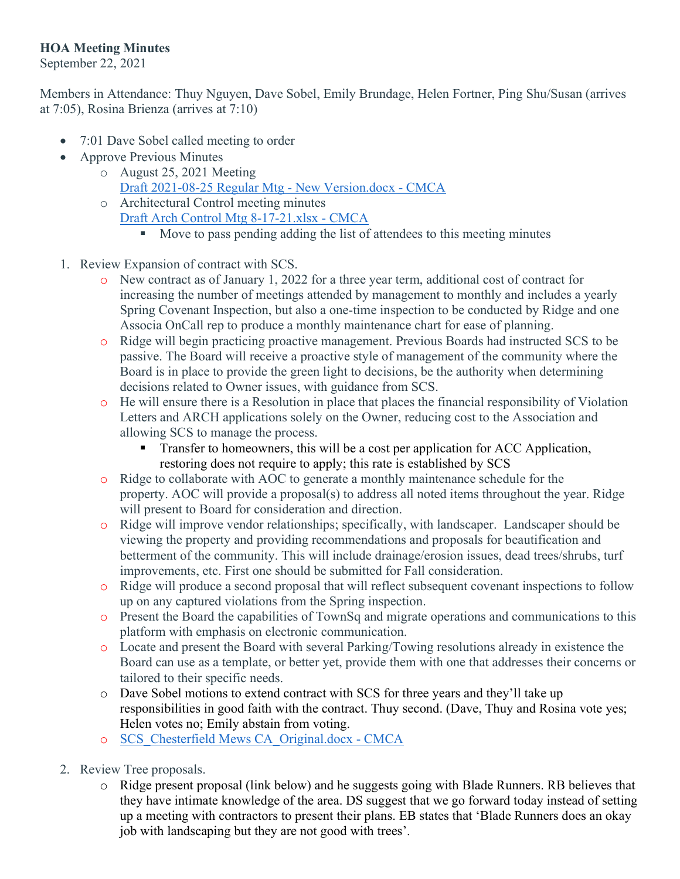**HOA Meeting Minutes**
September 22, 2021

Members in Attendance: Thuy Nguyen, Dave Sobel, Emily Brundage, Helen Fortner, Ping Shu/Susan (arrives at 7:05), Rosina Brienza (arrives at 7:10)

- 7:01 Dave Sobel called meeting to order
- Approve Previous Minutes
    - August 25, 2021 Meeting
      Draft 2021-08-25 Regular Mtg - New Version.docx - CMCA
    - Architectural Control meeting minutes
      Draft Arch Control Mtg 8-17-21.xlsx - CMCA
        - Move to pass pending adding the list of attendees to this meeting minutes

1. Review Expansion of contract with SCS.
    - New contract as of January 1, 2022 for a three year term, additional cost of contract for increasing the number of meetings attended by management to monthly and includes a yearly Spring Covenant Inspection, but also a one-time inspection to be conducted by Ridge and one Associa OnCall rep to produce a monthly maintenance chart for ease of planning.
    - Ridge will begin practicing proactive management. Previous Boards had instructed SCS to be passive. The Board will receive a proactive style of management of the community where the Board is in place to provide the green light to decisions, be the authority when determining decisions related to Owner issues, with guidance from SCS.
    - He will ensure there is a Resolution in place that places the financial responsibility of Violation Letters and ARCH applications solely on the Owner, reducing cost to the Association and allowing SCS to manage the process.
        - Transfer to homeowners, this will be a cost per application for ACC Application, restoring does not require to apply; this rate is established by SCS
    - Ridge to collaborate with AOC to generate a monthly maintenance schedule for the property. AOC will provide a proposal(s) to address all noted items throughout the year. Ridge will present to Board for consideration and direction.
    - Ridge will improve vendor relationships; specifically, with landscaper. Landscaper should be viewing the property and providing recommendations and proposals for beautification and betterment of the community. This will include drainage/erosion issues, dead trees/shrubs, turf improvements, etc. First one should be submitted for Fall consideration.
    - Ridge will produce a second proposal that will reflect subsequent covenant inspections to follow up on any captured violations from the Spring inspection.
    - Present the Board the capabilities of TownSq and migrate operations and communications to this platform with emphasis on electronic communication.
    - Locate and present the Board with several Parking/Towing resolutions already in existence the Board can use as a template, or better yet, provide them with one that addresses their concerns or tailored to their specific needs.
    - Dave Sobel motions to extend contract with SCS for three years and they'll take up responsibilities in good faith with the contract. Thuy second. (Dave, Thuy and Rosina vote yes; Helen votes no; Emily abstain from voting.
    - SCS_Chesterfield Mews CA_Original.docx - CMCA

2. Review Tree proposals.
    - Ridge present proposal (link below) and he suggests going with Blade Runners. RB believes that they have intimate knowledge of the area. DS suggest that we go forward today instead of setting up a meeting with contractors to present their plans. EB states that 'Blade Runners does an okay job with landscaping but they are not good with trees'.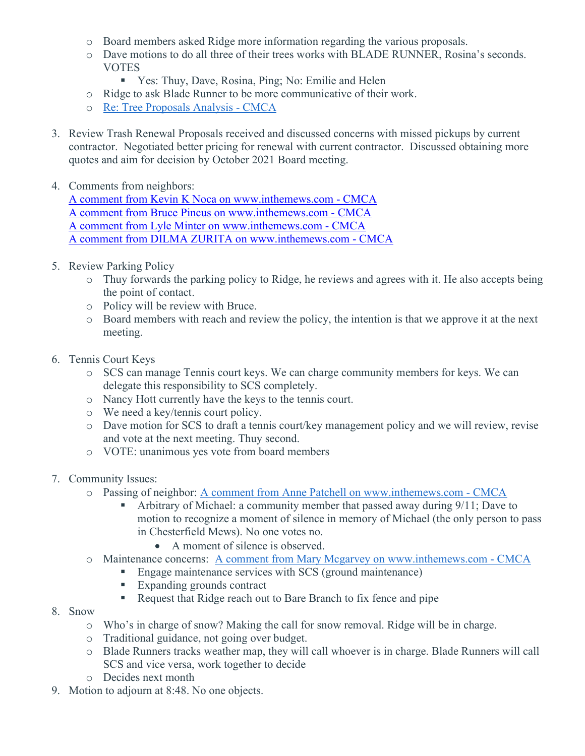- Board members asked Ridge more information regarding the various proposals.
- Dave motions to do all three of their trees works with BLADE RUNNER, Rosina's seconds. VOTES
  - Yes: Thuy, Dave, Rosina, Ping; No: Emilie and Helen
- Ridge to ask Blade Runner to be more communicative of their work.
- Re: Tree Proposals Analysis - CMCA

3. Review Trash Renewal Proposals received and discussed concerns with missed pickups by current contractor. Negotiated better pricing for renewal with current contractor. Discussed obtaining more quotes and aim for decision by October 2021 Board meeting.

4. Comments from neighbors:
   A comment from Kevin K Noca on www.inthemews.com - CMCA
   A comment from Bruce Pincus on www.inthemews.com - CMCA
   A comment from Lyle Minter on www.inthemews.com - CMCA
   A comment from DILMA ZURITA on www.inthemews.com - CMCA

5. Review Parking Policy
   - Thuy forwards the parking policy to Ridge, he reviews and agrees with it. He also accepts being the point of contact.
   - Policy will be review with Bruce.
   - Board members with reach and review the policy, the intention is that we approve it at the next meeting.

6. Tennis Court Keys
   - SCS can manage Tennis court keys. We can charge community members for keys. We can delegate this responsibility to SCS completely.
   - Nancy Hott currently have the keys to the tennis court.
   - We need a key/tennis court policy.
   - Dave motion for SCS to draft a tennis court/key management policy and we will review, revise and vote at the next meeting. Thuy second.
   - VOTE: unanimous yes vote from board members

7. Community Issues:
   - Passing of neighbor: A comment from Anne Patchell on www.inthemews.com - CMCA
     - Arbitrary of Michael: a community member that passed away during 9/11; Dave to motion to recognize a moment of silence in memory of Michael (the only person to pass in Chesterfield Mews). No one votes no.
       - A moment of silence is observed.
   - Maintenance concerns: A comment from Mary Mcgarvey on www.inthemews.com - CMCA
     - Engage maintenance services with SCS (ground maintenance)
     - Expanding grounds contract
     - Request that Ridge reach out to Bare Branch to fix fence and pipe

8. Snow
   - Who's in charge of snow? Making the call for snow removal. Ridge will be in charge.
   - Traditional guidance, not going over budget.
   - Blade Runners tracks weather map, they will call whoever is in charge. Blade Runners will call SCS and vice versa, work together to decide
   - Decides next month

9. Motion to adjourn at 8:48. No one objects.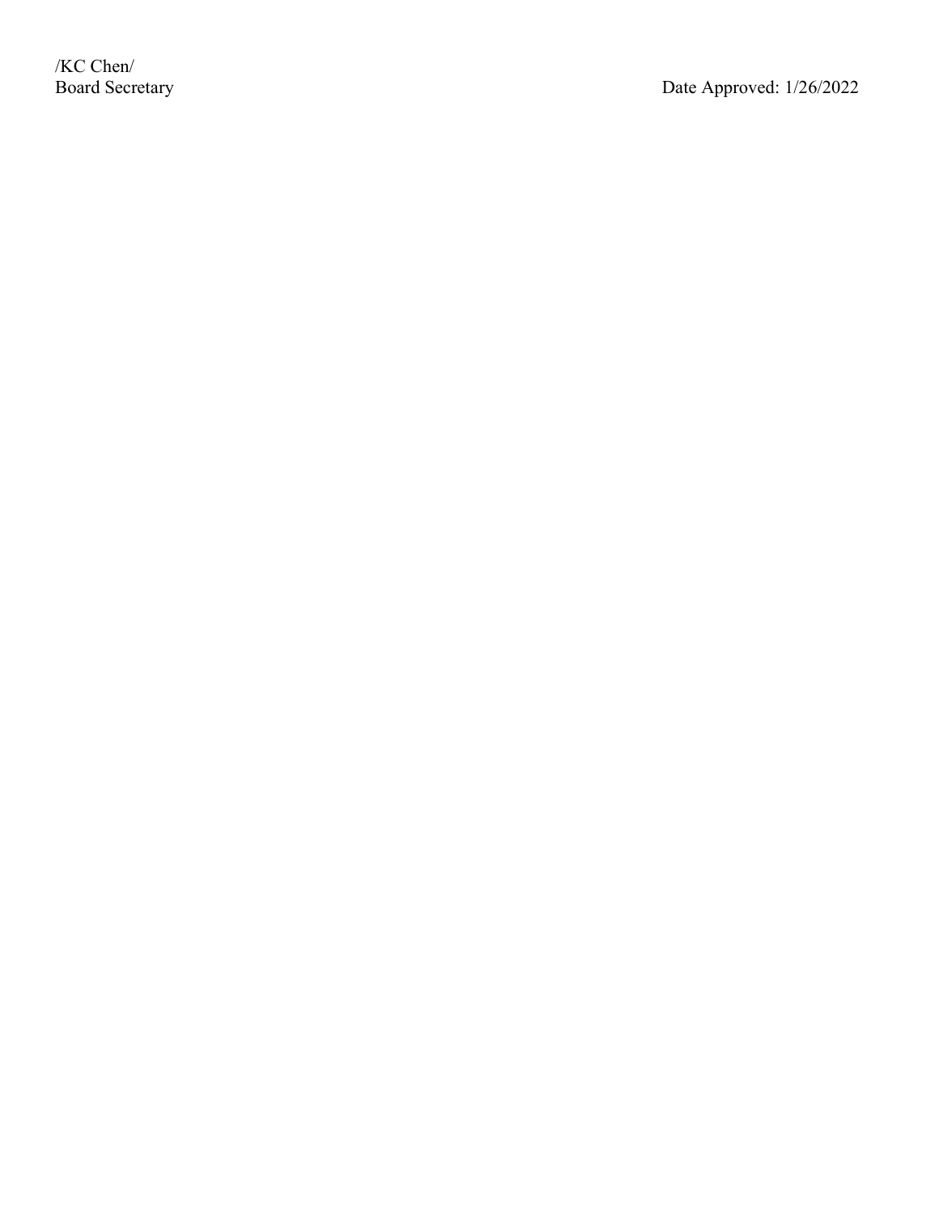/KC Chen/
Board Secretary

Date Approved: 1/26/2022